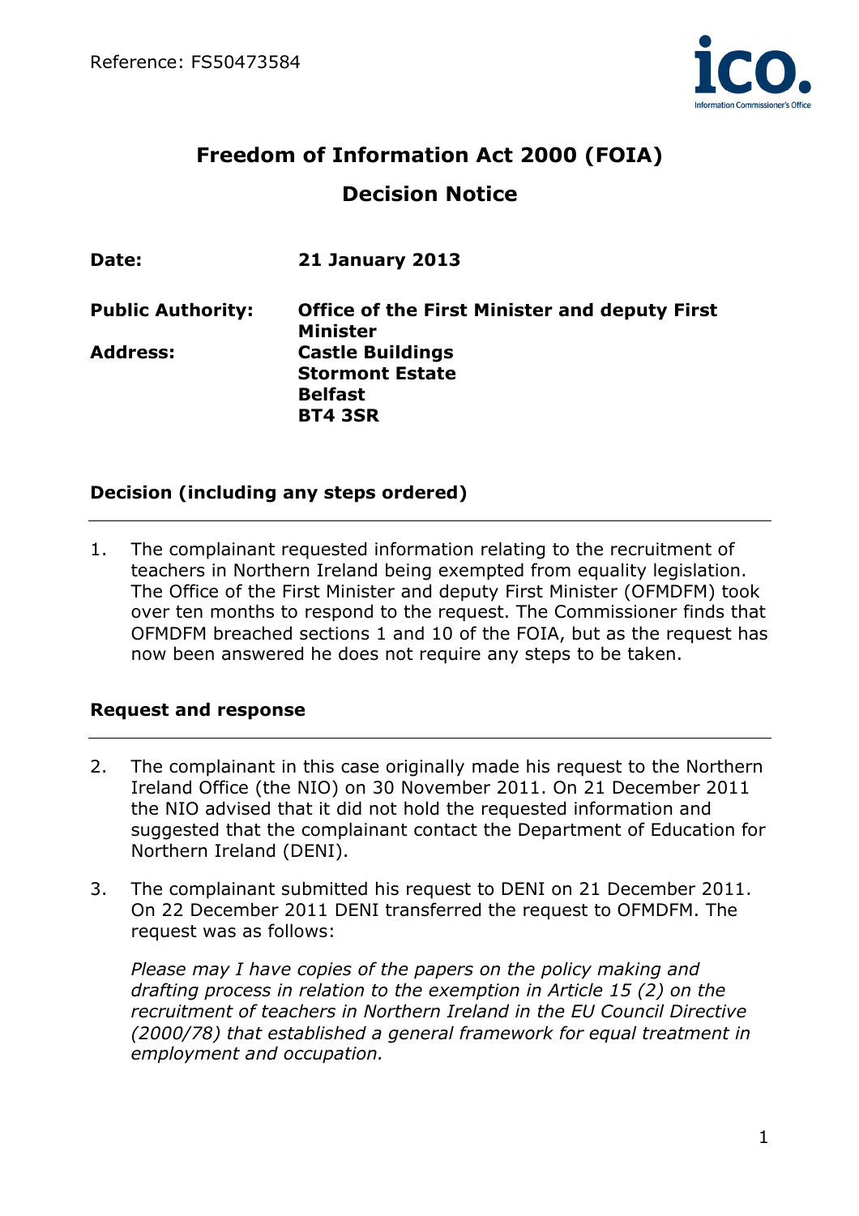Reference: FS50473584

# Freedom of Information Act 2000 (FOIA)

## Decision Notice

| | |
|---|---|
| **Date:** | **21 January 2013** |
| **Public Authority:** | **Office of the First Minister and deputy First Minister** |
| **Address:** | **Castle Buildings**<br>**Stormont Estate**<br>**Belfast**<br>**BT4 3SR** |

### Decision (including any steps ordered)

1. The complainant requested information relating to the recruitment of teachers in Northern Ireland being exempted from equality legislation. The Office of the First Minister and deputy First Minister (OFMDFM) took over ten months to respond to the request. The Commissioner finds that OFMDFM breached sections 1 and 10 of the FOIA, but as the request has now been answered he does not require any steps to be taken.

### Request and response

2. The complainant in this case originally made his request to the Northern Ireland Office (the NIO) on 30 November 2011. On 21 December 2011 the NIO advised that it did not hold the requested information and suggested that the complainant contact the Department of Education for Northern Ireland (DENI).

3. The complainant submitted his request to DENI on 21 December 2011. On 22 December 2011 DENI transferred the request to OFMDFM. The request was as follows:

   *Please may I have copies of the papers on the policy making and drafting process in relation to the exemption in Article 15 (2) on the recruitment of teachers in Northern Ireland in the EU Council Directive (2000/78) that established a general framework for equal treatment in employment and occupation.*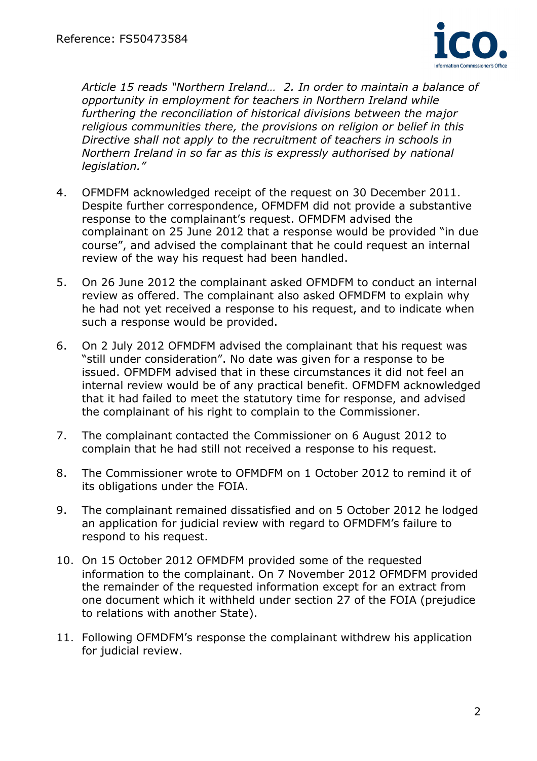*Article 15 reads "Northern Ireland… 2. In order to maintain a balance of opportunity in employment for teachers in Northern Ireland while furthering the reconciliation of historical divisions between the major religious communities there, the provisions on religion or belief in this Directive shall not apply to the recruitment of teachers in schools in Northern Ireland in so far as this is expressly authorised by national legislation."*

4. OFMDFM acknowledged receipt of the request on 30 December 2011. Despite further correspondence, OFMDFM did not provide a substantive response to the complainant's request. OFMDFM advised the complainant on 25 June 2012 that a response would be provided "in due course", and advised the complainant that he could request an internal review of the way his request had been handled.

5. On 26 June 2012 the complainant asked OFMDFM to conduct an internal review as offered. The complainant also asked OFMDFM to explain why he had not yet received a response to his request, and to indicate when such a response would be provided.

6. On 2 July 2012 OFMDFM advised the complainant that his request was "still under consideration". No date was given for a response to be issued. OFMDFM advised that in these circumstances it did not feel an internal review would be of any practical benefit. OFMDFM acknowledged that it had failed to meet the statutory time for response, and advised the complainant of his right to complain to the Commissioner.

7. The complainant contacted the Commissioner on 6 August 2012 to complain that he had still not received a response to his request.

8. The Commissioner wrote to OFMDFM on 1 October 2012 to remind it of its obligations under the FOIA.

9. The complainant remained dissatisfied and on 5 October 2012 he lodged an application for judicial review with regard to OFMDFM's failure to respond to his request.

10. On 15 October 2012 OFMDFM provided some of the requested information to the complainant. On 7 November 2012 OFMDFM provided the remainder of the requested information except for an extract from one document which it withheld under section 27 of the FOIA (prejudice to relations with another State).

11. Following OFMDFM's response the complainant withdrew his application for judicial review.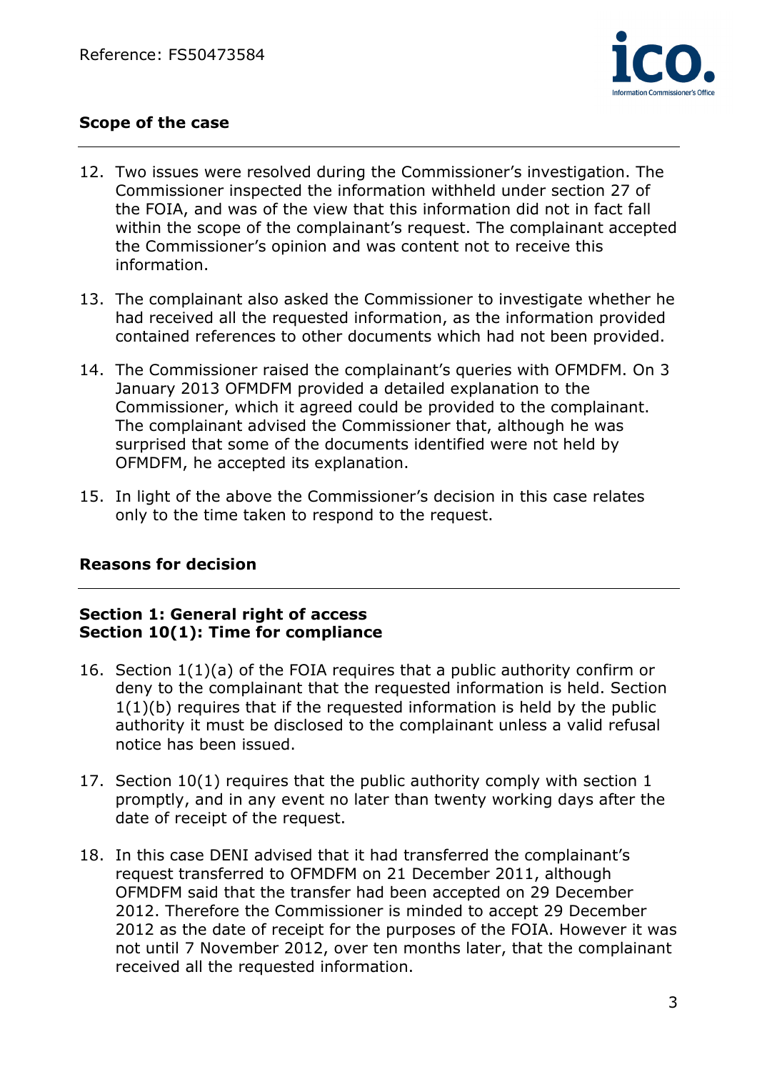## Scope of the case

12. Two issues were resolved during the Commissioner's investigation. The Commissioner inspected the information withheld under section 27 of the FOIA, and was of the view that this information did not in fact fall within the scope of the complainant's request. The complainant accepted the Commissioner's opinion and was content not to receive this information.

13. The complainant also asked the Commissioner to investigate whether he had received all the requested information, as the information provided contained references to other documents which had not been provided.

14. The Commissioner raised the complainant's queries with OFMDFM. On 3 January 2013 OFMDFM provided a detailed explanation to the Commissioner, which it agreed could be provided to the complainant. The complainant advised the Commissioner that, although he was surprised that some of the documents identified were not held by OFMDFM, he accepted its explanation.

15. In light of the above the Commissioner's decision in this case relates only to the time taken to respond to the request.

## Reasons for decision

### Section 1: General right of access
### Section 10(1): Time for compliance

16. Section 1(1)(a) of the FOIA requires that a public authority confirm or deny to the complainant that the requested information is held. Section 1(1)(b) requires that if the requested information is held by the public authority it must be disclosed to the complainant unless a valid refusal notice has been issued.

17. Section 10(1) requires that the public authority comply with section 1 promptly, and in any event no later than twenty working days after the date of receipt of the request.

18. In this case DENI advised that it had transferred the complainant's request transferred to OFMDFM on 21 December 2011, although OFMDFM said that the transfer had been accepted on 29 December 2012. Therefore the Commissioner is minded to accept 29 December 2012 as the date of receipt for the purposes of the FOIA. However it was not until 7 November 2012, over ten months later, that the complainant received all the requested information.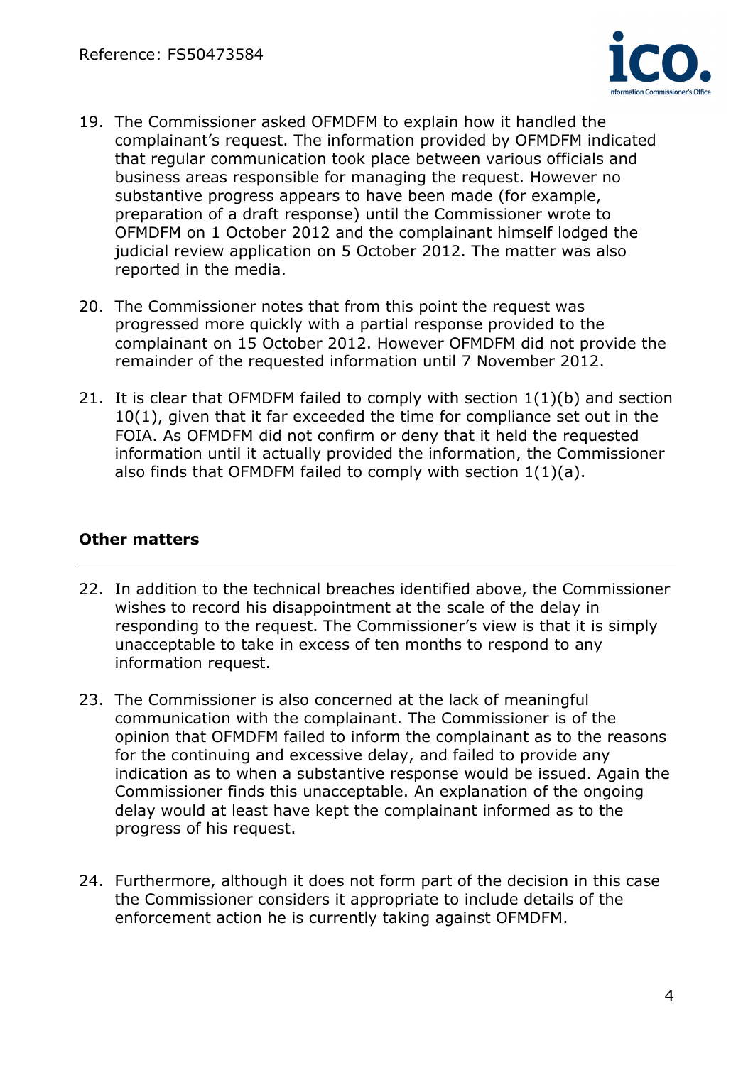19. The Commissioner asked OFMDFM to explain how it handled the complainant's request. The information provided by OFMDFM indicated that regular communication took place between various officials and business areas responsible for managing the request. However no substantive progress appears to have been made (for example, preparation of a draft response) until the Commissioner wrote to OFMDFM on 1 October 2012 and the complainant himself lodged the judicial review application on 5 October 2012. The matter was also reported in the media.

20. The Commissioner notes that from this point the request was progressed more quickly with a partial response provided to the complainant on 15 October 2012. However OFMDFM did not provide the remainder of the requested information until 7 November 2012.

21. It is clear that OFMDFM failed to comply with section 1(1)(b) and section 10(1), given that it far exceeded the time for compliance set out in the FOIA. As OFMDFM did not confirm or deny that it held the requested information until it actually provided the information, the Commissioner also finds that OFMDFM failed to comply with section 1(1)(a).

## Other matters

22. In addition to the technical breaches identified above, the Commissioner wishes to record his disappointment at the scale of the delay in responding to the request. The Commissioner's view is that it is simply unacceptable to take in excess of ten months to respond to any information request.

23. The Commissioner is also concerned at the lack of meaningful communication with the complainant. The Commissioner is of the opinion that OFMDFM failed to inform the complainant as to the reasons for the continuing and excessive delay, and failed to provide any indication as to when a substantive response would be issued. Again the Commissioner finds this unacceptable. An explanation of the ongoing delay would at least have kept the complainant informed as to the progress of his request.

24. Furthermore, although it does not form part of the decision in this case the Commissioner considers it appropriate to include details of the enforcement action he is currently taking against OFMDFM.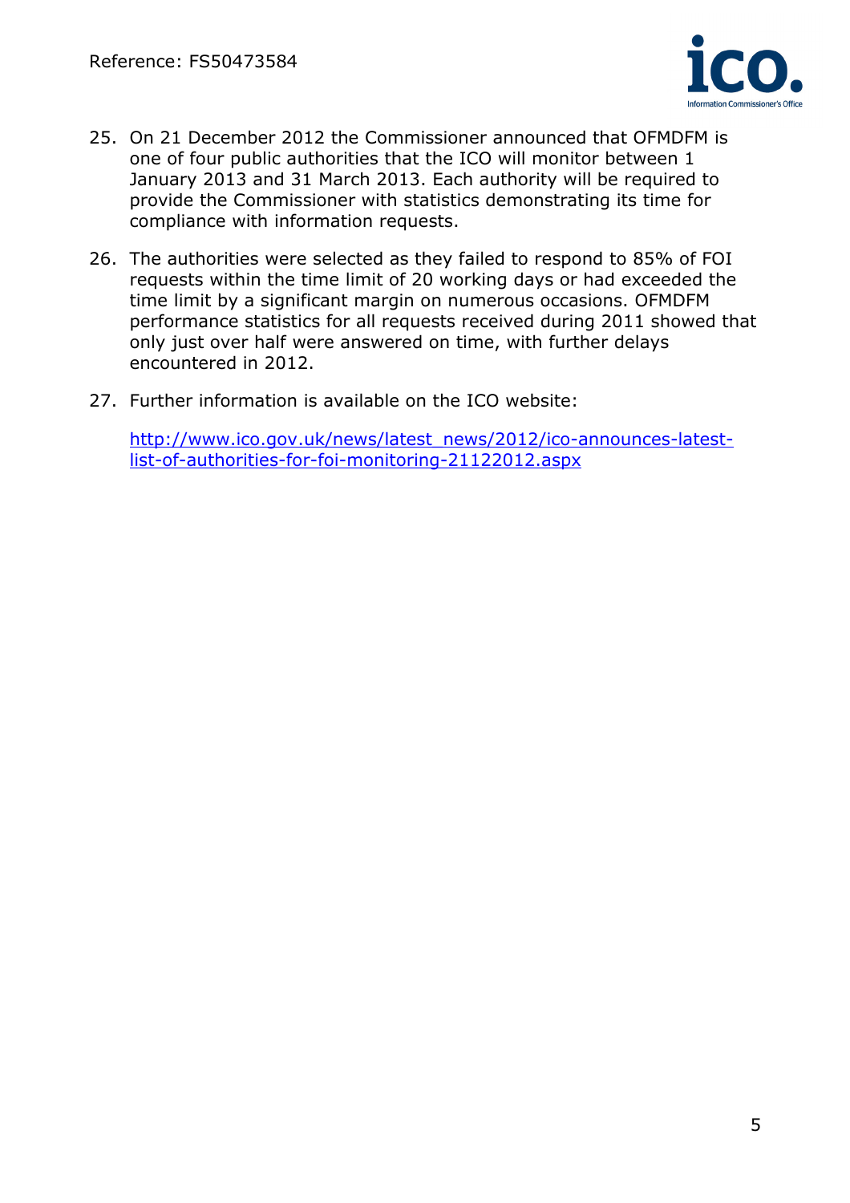25. On 21 December 2012 the Commissioner announced that OFMDFM is one of four public authorities that the ICO will monitor between 1 January 2013 and 31 March 2013. Each authority will be required to provide the Commissioner with statistics demonstrating its time for compliance with information requests.

26. The authorities were selected as they failed to respond to 85% of FOI requests within the time limit of 20 working days or had exceeded the time limit by a significant margin on numerous occasions. OFMDFM performance statistics for all requests received during 2011 showed that only just over half were answered on time, with further delays encountered in 2012.

27. Further information is available on the ICO website:

    [http://www.ico.gov.uk/news/latest_news/2012/ico-announces-latest-list-of-authorities-for-foi-monitoring-21122012.aspx](http://www.ico.gov.uk/news/latest_news/2012/ico-announces-latest-list-of-authorities-for-foi-monitoring-21122012.aspx)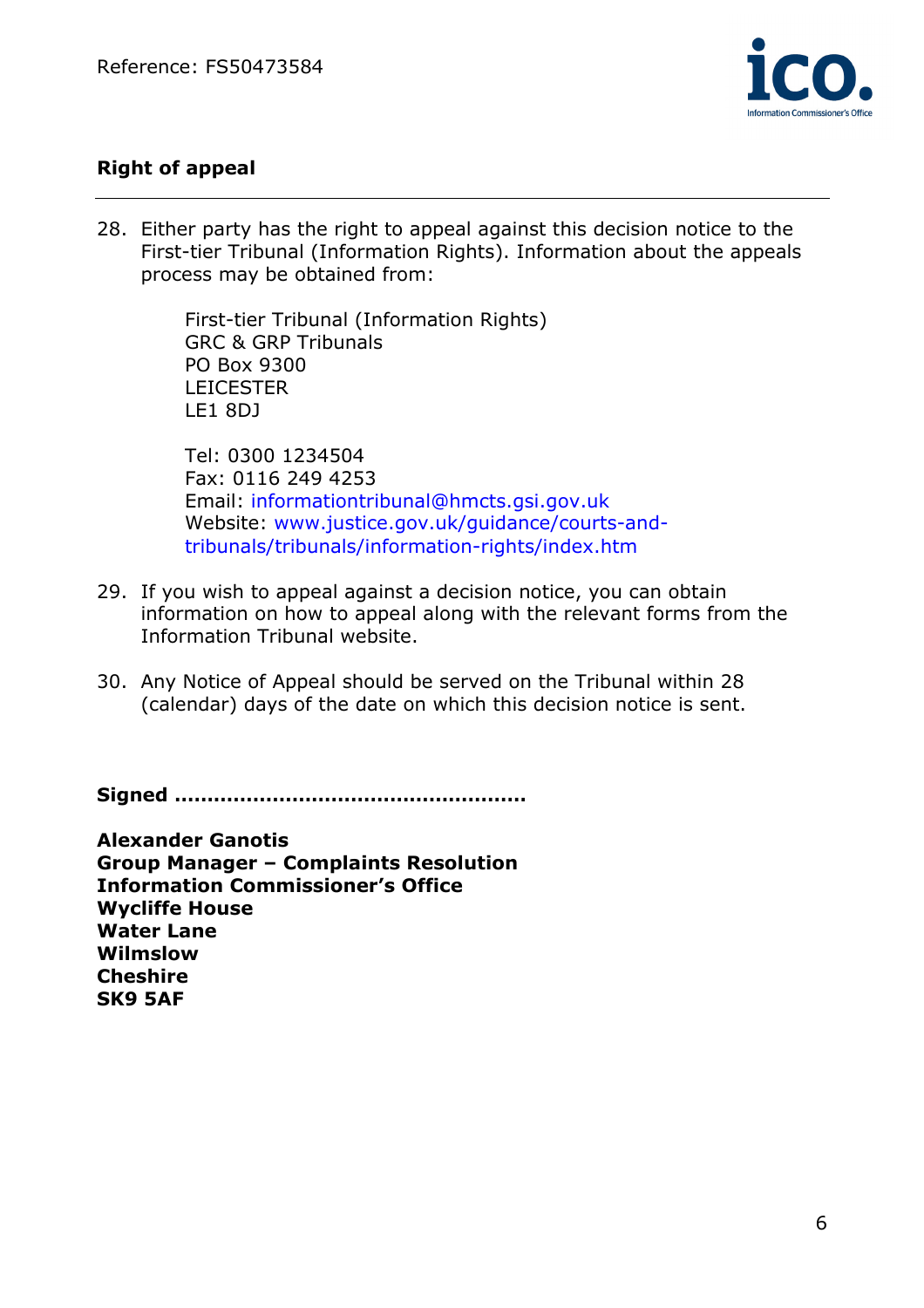Reference: FS50473584

## Right of appeal

28. Either party has the right to appeal against this decision notice to the First-tier Tribunal (Information Rights). Information about the appeals process may be obtained from:

    First-tier Tribunal (Information Rights)
    GRC & GRP Tribunals
    PO Box 9300
    LEICESTER
    LE1 8DJ

    Tel: 0300 1234504
    Fax: 0116 249 4253
    Email: informationtribunal@hmcts.gsi.gov.uk
    Website: www.justice.gov.uk/guidance/courts-and-tribunals/tribunals/information-rights/index.htm

29. If you wish to appeal against a decision notice, you can obtain information on how to appeal along with the relevant forms from the Information Tribunal website.

30. Any Notice of Appeal should be served on the Tribunal within 28 (calendar) days of the date on which this decision notice is sent.

**Signed ………………………………………………**

**Alexander Ganotis**
**Group Manager – Complaints Resolution**
**Information Commissioner's Office**
**Wycliffe House**
**Water Lane**
**Wilmslow**
**Cheshire**
**SK9 5AF**